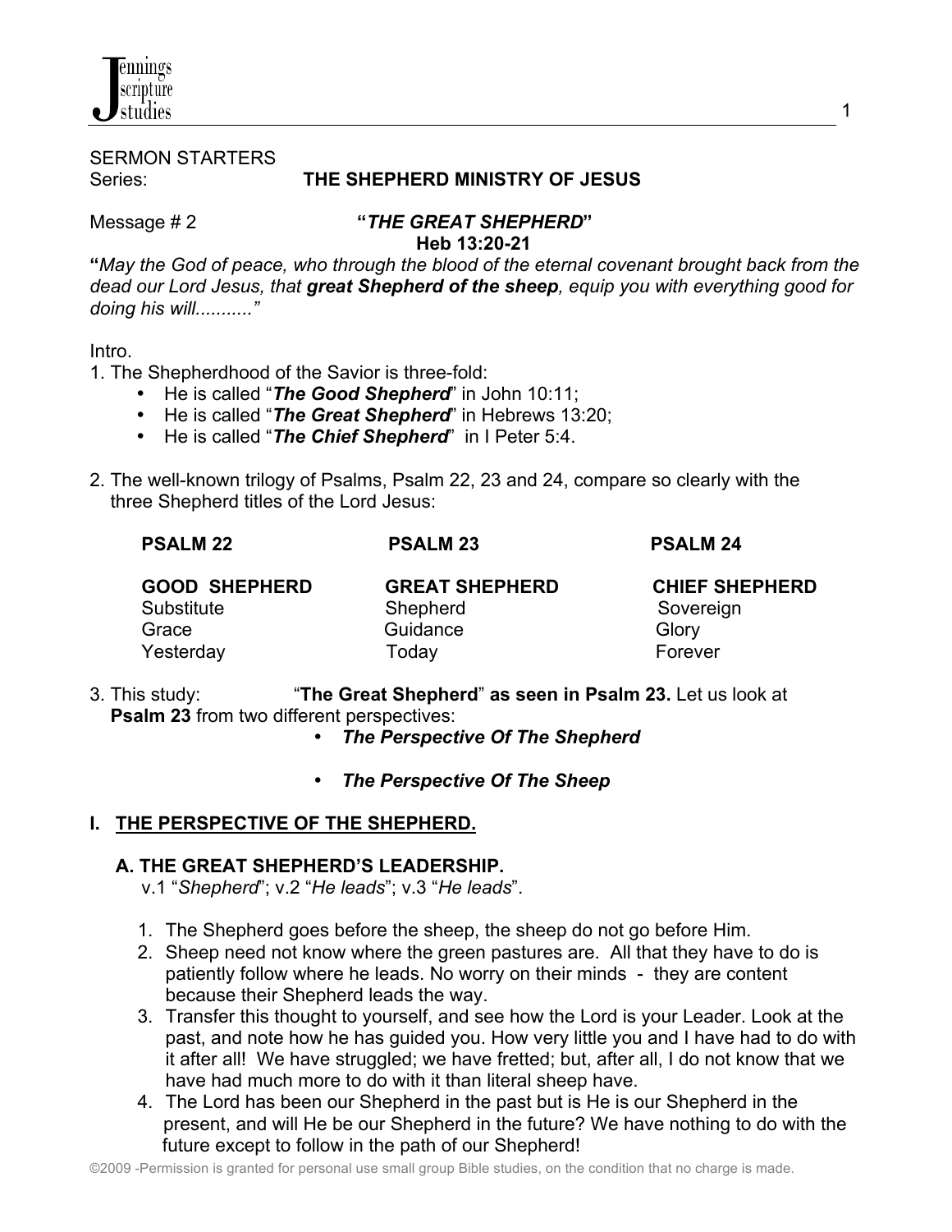SERMON STARTERS

Series: **THE SHEPHERD MINISTRY OF JESUS**

Message # 2 **"*THE GREAT SHEPHERD*"**

**Heb 13:20-21**

**"***May the God of peace, who through the blood of the eternal covenant brought back from the dead our Lord Jesus, that* ***great Shepherd of the sheep****, equip you with everything good for doing his will..........."*

Intro.

1. The Shepherdhood of the Savior is three-fold:
   - He is called "***The Good Shepherd***" in John 10:11;
   - He is called "***The Great Shepherd***" in Hebrews 13:20;
   - He is called "***The Chief Shepherd***" in I Peter 5:4.

2. The well-known trilogy of Psalms, Psalm 22, 23 and 24, compare so clearly with the three Shepherd titles of the Lord Jesus:

| **PSALM 22** | **PSALM 23** | **PSALM 24** |
|---|---|---|
| **GOOD SHEPHERD** | **GREAT SHEPHERD** | **CHIEF SHEPHERD** |
| Substitute | Shepherd | Sovereign |
| Grace | Guidance | Glory |
| Yesterday | Today | Forever |

3. This study: "**The Great Shepherd**" **as seen in Psalm 23.** Let us look at **Psalm 23** from two different perspectives:
   - ***The Perspective Of The Shepherd***
   - ***The Perspective Of The Sheep***

## I. THE PERSPECTIVE OF THE SHEPHERD.

### A. THE GREAT SHEPHERD'S LEADERSHIP.

v.1 "*Shepherd*"; v.2 "*He leads*"; v.3 "*He leads*".

1. The Shepherd goes before the sheep, the sheep do not go before Him.
2. Sheep need not know where the green pastures are. All that they have to do is patiently follow where he leads. No worry on their minds - they are content because their Shepherd leads the way.
3. Transfer this thought to yourself, and see how the Lord is your Leader. Look at the past, and note how he has guided you. How very little you and I have had to do with it after all! We have struggled; we have fretted; but, after all, I do not know that we have had much more to do with it than literal sheep have.
4. The Lord has been our Shepherd in the past but is He is our Shepherd in the present, and will He be our Shepherd in the future? We have nothing to do with the future except to follow in the path of our Shepherd!

©2009 -Permission is granted for personal use small group Bible studies, on the condition that no charge is made.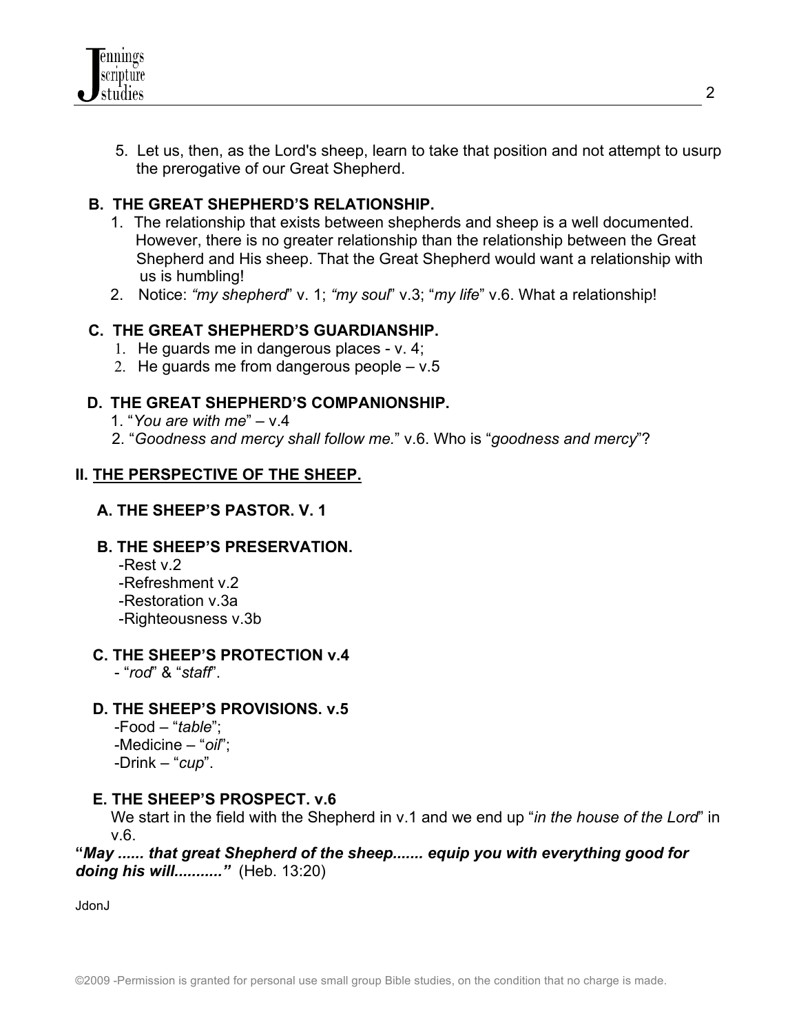5. Let us, then, as the Lord's sheep, learn to take that position and not attempt to usurp the prerogative of our Great Shepherd.

### B. THE GREAT SHEPHERD'S RELATIONSHIP.

1. The relationship that exists between shepherds and sheep is a well documented. However, there is no greater relationship than the relationship between the Great Shepherd and His sheep. That the Great Shepherd would want a relationship with us is humbling!
2. Notice: *"my shepherd*" v. 1; *"my soul*" v.3; "*my life*" v.6. What a relationship!

### C. THE GREAT SHEPHERD'S GUARDIANSHIP.

1. He guards me in dangerous places - v. 4;
2. He guards me from dangerous people – v.5

### D. THE GREAT SHEPHERD'S COMPANIONSHIP.

1. "*You are with me*" – v.4
2. "*Goodness and mercy shall follow me.*" v.6. Who is "*goodness and mercy*"?

## II. <u>THE PERSPECTIVE OF THE SHEEP.</u>

### A. THE SHEEP'S PASTOR. V. 1

### B. THE SHEEP'S PRESERVATION.

-Rest v.2
-Refreshment v.2
-Restoration v.3a
-Righteousness v.3b

### C. THE SHEEP'S PROTECTION v.4

- "*rod*" & "*staff*".

### D. THE SHEEP'S PROVISIONS. v.5

-Food – "*table*";
-Medicine – "*oil*";
-Drink – "*cup*".

### E. THE SHEEP'S PROSPECT. v.6

We start in the field with the Shepherd in v.1 and we end up "*in the house of the Lord*" in v.6.

**"*May ...... that great Shepherd of the sheep....... equip you with everything good for doing his will.........."*** (Heb. 13:20)

JdonJ

©2009 -Permission is granted for personal use small group Bible studies, on the condition that no charge is made.